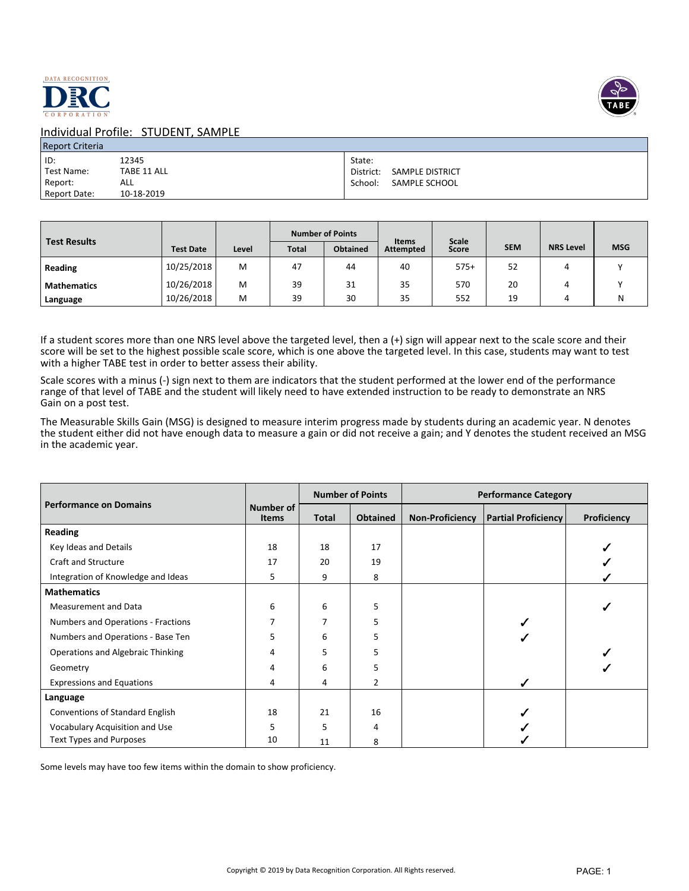DATA RECOGNITION
DRC
CORPORATION

TABE

## Individual Profile: STUDENT, SAMPLE

| Report Criteria | | | |
|---|---|---|---|
| ID: | 12345 | State: | |
| Test Name: | TABE 11 ALL | District: | SAMPLE DISTRICT |
| Report: | ALL | School: | SAMPLE SCHOOL |
| Report Date: | 10-18-2019 | | |

| Test Results | Test Date | Level | Number of Points | | Items Attempted | Scale Score | SEM | NRS Level | MSG |
|---|---|---|---|---|---|---|---|---|---|
| | | | Total | Obtained | | | | | |
| **Reading** | 10/25/2018 | M | 47 | 44 | 40 | 575+ | 52 | 4 | Y |
| **Mathematics** | 10/26/2018 | M | 39 | 31 | 35 | 570 | 20 | 4 | Y |
| **Language** | 10/26/2018 | M | 39 | 30 | 35 | 552 | 19 | 4 | N |

If a student scores more than one NRS level above the targeted level, then a (+) sign will appear next to the scale score and their score will be set to the highest possible scale score, which is one above the targeted level. In this case, students may want to test with a higher TABE test in order to better assess their ability.

Scale scores with a minus (-) sign next to them are indicators that the student performed at the lower end of the performance range of that level of TABE and the student will likely need to have extended instruction to be ready to demonstrate an NRS Gain on a post test.

The Measurable Skills Gain (MSG) is designed to measure interim progress made by students during an academic year. N denotes the student either did not have enough data to measure a gain or did not receive a gain; and Y denotes the student received an MSG in the academic year.

| Performance on Domains | Number of Items | Number of Points | | Performance Category | | |
|---|---|---|---|---|---|---|
| | | Total | Obtained | Non-Proficiency | Partial Proficiency | Proficiency |
| **Reading** | | | | | | |
| Key Ideas and Details | 18 | 18 | 17 | | | ✓ |
| Craft and Structure | 17 | 20 | 19 | | | ✓ |
| Integration of Knowledge and Ideas | 5 | 9 | 8 | | | ✓ |
| **Mathematics** | | | | | | |
| Measurement and Data | 6 | 6 | 5 | | | ✓ |
| Numbers and Operations - Fractions | 7 | 7 | 5 | | ✓ | |
| Numbers and Operations - Base Ten | 5 | 6 | 5 | | ✓ | |
| Operations and Algebraic Thinking | 4 | 5 | 5 | | | ✓ |
| Geometry | 4 | 6 | 5 | | | ✓ |
| Expressions and Equations | 4 | 4 | 2 | | ✓ | |
| **Language** | | | | | | |
| Conventions of Standard English | 18 | 21 | 16 | | ✓ | |
| Vocabulary Acquisition and Use | 5 | 5 | 4 | | ✓ | |
| Text Types and Purposes | 10 | 11 | 8 | | ✓ | |

Some levels may have too few items within the domain to show proficiency.

Copyright © 2019 by Data Recognition Corporation. All Rights reserved.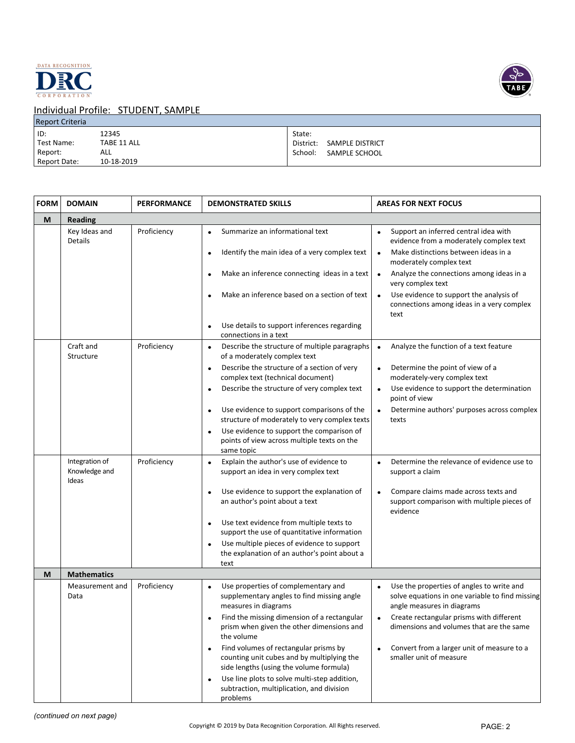Individual Profile: STUDENT, SAMPLE

| Report Criteria | | | |
|---|---|---|---|
| ID: | 12345 | State: | |
| Test Name: | TABE 11 ALL | District: | SAMPLE DISTRICT |
| Report: | ALL | School: | SAMPLE SCHOOL |
| Report Date: | 10-18-2019 | | |

| FORM | DOMAIN | PERFORMANCE | DEMONSTRATED SKILLS | AREAS FOR NEXT FOCUS |
|---|---|---|---|---|
| M | **Reading** | | | |
| | Key Ideas and Details | Proficiency | • Summarize an informational text<br>• Identify the main idea of a very complex text<br>• Make an inference connecting ideas in a text<br>• Make an inference based on a section of text<br>• Use details to support inferences regarding connections in a text | • Support an inferred central idea with evidence from a moderately complex text<br>• Make distinctions between ideas in a moderately complex text<br>• Analyze the connections among ideas in a very complex text<br>• Use evidence to support the analysis of connections among ideas in a very complex text |
| | Craft and Structure | Proficiency | • Describe the structure of multiple paragraphs of a moderately complex text<br>• Describe the structure of a section of very complex text (technical document)<br>• Describe the structure of very complex text<br>• Use evidence to support comparisons of the structure of moderately to very complex texts<br>• Use evidence to support the comparison of points of view across multiple texts on the same topic | • Analyze the function of a text feature<br>• Determine the point of view of a moderately-very complex text<br>• Use evidence to support the determination point of view<br>• Determine authors' purposes across complex texts |
| | Integration of Knowledge and Ideas | Proficiency | • Explain the author's use of evidence to support an idea in very complex text<br>• Use evidence to support the explanation of an author's point about a text<br>• Use text evidence from multiple texts to support the use of quantitative information<br>• Use multiple pieces of evidence to support the explanation of an author's point about a text | • Determine the relevance of evidence use to support a claim<br>• Compare claims made across texts and support comparison with multiple pieces of evidence |
| M | **Mathematics** | | | |
| | Measurement and Data | Proficiency | • Use properties of complementary and supplementary angles to find missing angle measures in diagrams<br>• Find the missing dimension of a rectangular prism when given the other dimensions and the volume<br>• Find volumes of rectangular prisms by counting unit cubes and by multiplying the side lengths (using the volume formula)<br>• Use line plots to solve multi-step addition, subtraction, multiplication, and division problems | • Use the properties of angles to write and solve equations in one variable to find missing angle measures in diagrams<br>• Create rectangular prisms with different dimensions and volumes that are the same<br>• Convert from a larger unit of measure to a smaller unit of measure |

*(continued on next page)*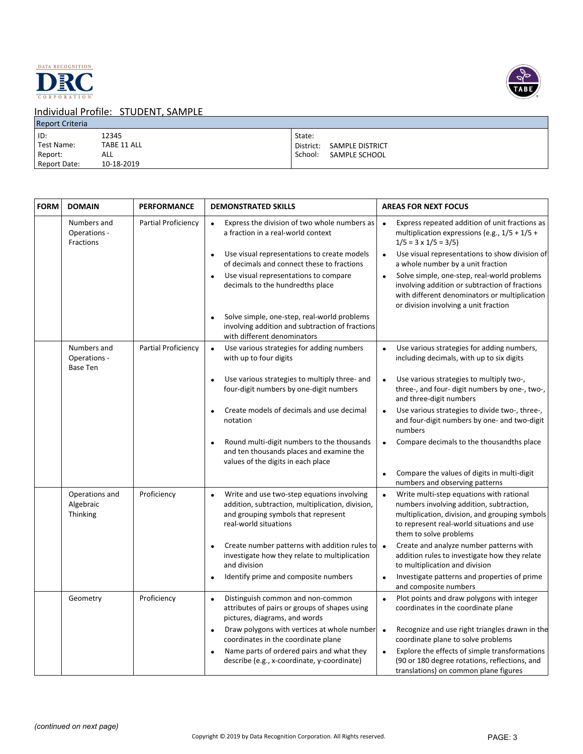DATA RECOGNITION
DRC
CORPORATION

TABE

## Individual Profile: STUDENT, SAMPLE

**Report Criteria**

| | | | |
|---|---|---|---|
| ID: | 12345 | State: | |
| Test Name: | TABE 11 ALL | District: | SAMPLE DISTRICT |
| Report: | ALL | School: | SAMPLE SCHOOL |
| Report Date: | 10-18-2019 | | |

| FORM | DOMAIN | PERFORMANCE | DEMONSTRATED SKILLS | AREAS FOR NEXT FOCUS |
|---|---|---|---|---|
| | Numbers and Operations - Fractions | Partial Proficiency | • Express the division of two whole numbers as a fraction in a real-world context<br>• Use visual representations to create models of decimals and connect these to fractions<br>• Use visual representations to compare decimals to the hundredths place<br>• Solve simple, one-step, real-world problems involving addition and subtraction of fractions with different denominators | • Express repeated addition of unit fractions as multiplication expressions (e.g., 1/5 + 1/5 + 1/5 = 3 x 1/5 = 3/5)<br>• Use visual representations to show division of a whole number by a unit fraction<br>• Solve simple, one-step, real-world problems involving addition or subtraction of fractions with different denominators or multiplication or division involving a unit fraction |
| | Numbers and Operations - Base Ten | Partial Proficiency | • Use various strategies for adding numbers with up to four digits<br>• Use various strategies to multiply three- and four-digit numbers by one-digit numbers<br>• Create models of decimals and use decimal notation<br>• Round multi-digit numbers to the thousands and ten thousands places and examine the values of the digits in each place | • Use various strategies for adding numbers, including decimals, with up to six digits<br>• Use various strategies to multiply two-, three-, and four- digit numbers by one-, two-, and three-digit numbers<br>• Use various strategies to divide two-, three-, and four-digit numbers by one- and two-digit numbers<br>• Compare decimals to the thousandths place<br>• Compare the values of digits in multi-digit numbers and observing patterns |
| | Operations and Algebraic Thinking | Proficiency | • Write and use two-step equations involving addition, subtraction, multiplication, division, and grouping symbols that represent real-world situations<br>• Create number patterns with addition rules to investigate how they relate to multiplication and division<br>• Identify prime and composite numbers | • Write multi-step equations with rational numbers involving addition, subtraction, multiplication, division, and grouping symbols to represent real-world situations and use them to solve problems<br>• Create and analyze number patterns with addition rules to investigate how they relate to multiplication and division<br>• Investigate patterns and properties of prime and composite numbers |
| | Geometry | Proficiency | • Distinguish common and non-common attributes of pairs or groups of shapes using pictures, diagrams, and words<br>• Draw polygons with vertices at whole number coordinates in the coordinate plane<br>• Name parts of ordered pairs and what they describe (e.g., x-coordinate, y-coordinate) | • Plot points and draw polygons with integer coordinates in the coordinate plane<br>• Recognize and use right triangles drawn in the coordinate plane to solve problems<br>• Explore the effects of simple transformations (90 or 180 degree rotations, reflections, and translations) on common plane figures |

*(continued on next page)*

Copyright © 2019 by Data Recognition Corporation. All Rights reserved.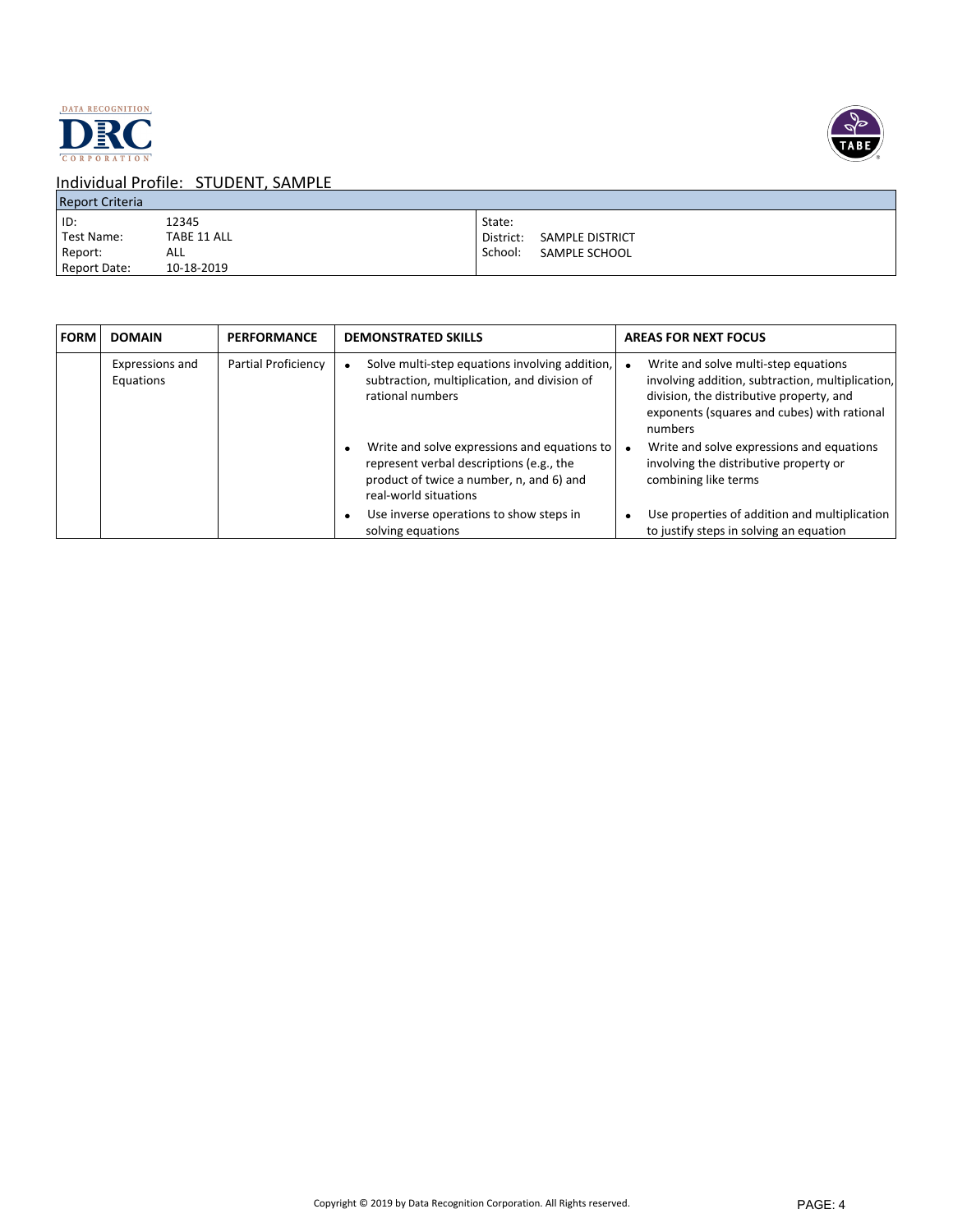Individual Profile: STUDENT, SAMPLE

| Report Criteria | | | |
|---|---|---|---|
| ID: | 12345 | State: | |
| Test Name: | TABE 11 ALL | District: | SAMPLE DISTRICT |
| Report: | ALL | School: | SAMPLE SCHOOL |
| Report Date: | 10-18-2019 | | |

| FORM | DOMAIN | PERFORMANCE | DEMONSTRATED SKILLS | AREAS FOR NEXT FOCUS |
|---|---|---|---|---|
| | Expressions and Equations | Partial Proficiency | • Solve multi-step equations involving addition, subtraction, multiplication, and division of rational numbers | • Write and solve multi-step equations involving addition, subtraction, multiplication, division, the distributive property, and exponents (squares and cubes) with rational numbers |
| | | | • Write and solve expressions and equations to represent verbal descriptions (e.g., the product of twice a number, n, and 6) and real-world situations | • Write and solve expressions and equations involving the distributive property or combining like terms |
| | | | • Use inverse operations to show steps in solving equations | • Use properties of addition and multiplication to justify steps in solving an equation |

Copyright © 2019 by Data Recognition Corporation. All Rights reserved.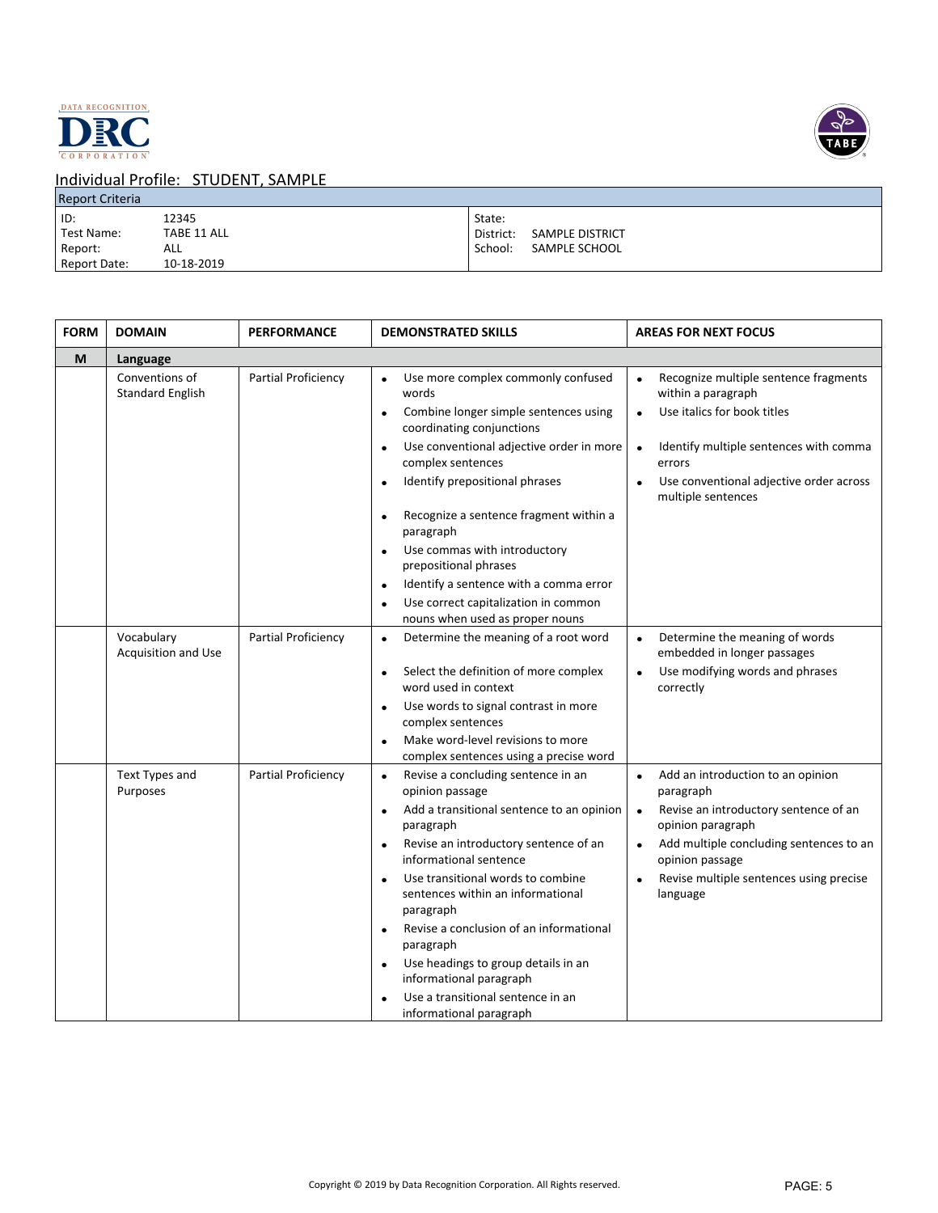DATA RECOGNITION DRC CORPORATION

TABE

## Individual Profile: STUDENT, SAMPLE

| Report Criteria | | | |
|---|---|---|---|
| ID: | 12345 | State: | |
| Test Name: | TABE 11 ALL | District: | SAMPLE DISTRICT |
| Report: | ALL | School: | SAMPLE SCHOOL |
| Report Date: | 10-18-2019 | | |

| FORM | DOMAIN | PERFORMANCE | DEMONSTRATED SKILLS | AREAS FOR NEXT FOCUS |
|---|---|---|---|---|
| M | **Language** | | | |
| | Conventions of Standard English | Partial Proficiency | • Use more complex commonly confused words<br>• Combine longer simple sentences using coordinating conjunctions<br>• Use conventional adjective order in more complex sentences<br>• Identify prepositional phrases<br>• Recognize a sentence fragment within a paragraph<br>• Use commas with introductory prepositional phrases<br>• Identify a sentence with a comma error<br>• Use correct capitalization in common nouns when used as proper nouns | • Recognize multiple sentence fragments within a paragraph<br>• Use italics for book titles<br>• Identify multiple sentences with comma errors<br>• Use conventional adjective order across multiple sentences |
| | Vocabulary Acquisition and Use | Partial Proficiency | • Determine the meaning of a root word<br>• Select the definition of more complex word used in context<br>• Use words to signal contrast in more complex sentences<br>• Make word-level revisions to more complex sentences using a precise word | • Determine the meaning of words embedded in longer passages<br>• Use modifying words and phrases correctly |
| | Text Types and Purposes | Partial Proficiency | • Revise a concluding sentence in an opinion passage<br>• Add a transitional sentence to an opinion paragraph<br>• Revise an introductory sentence of an informational sentence<br>• Use transitional words to combine sentences within an informational paragraph<br>• Revise a conclusion of an informational paragraph<br>• Use headings to group details in an informational paragraph<br>• Use a transitional sentence in an informational paragraph | • Add an introduction to an opinion paragraph<br>• Revise an introductory sentence of an opinion paragraph<br>• Add multiple concluding sentences to an opinion passage<br>• Revise multiple sentences using precise language |

Copyright © 2019 by Data Recognition Corporation. All Rights reserved.